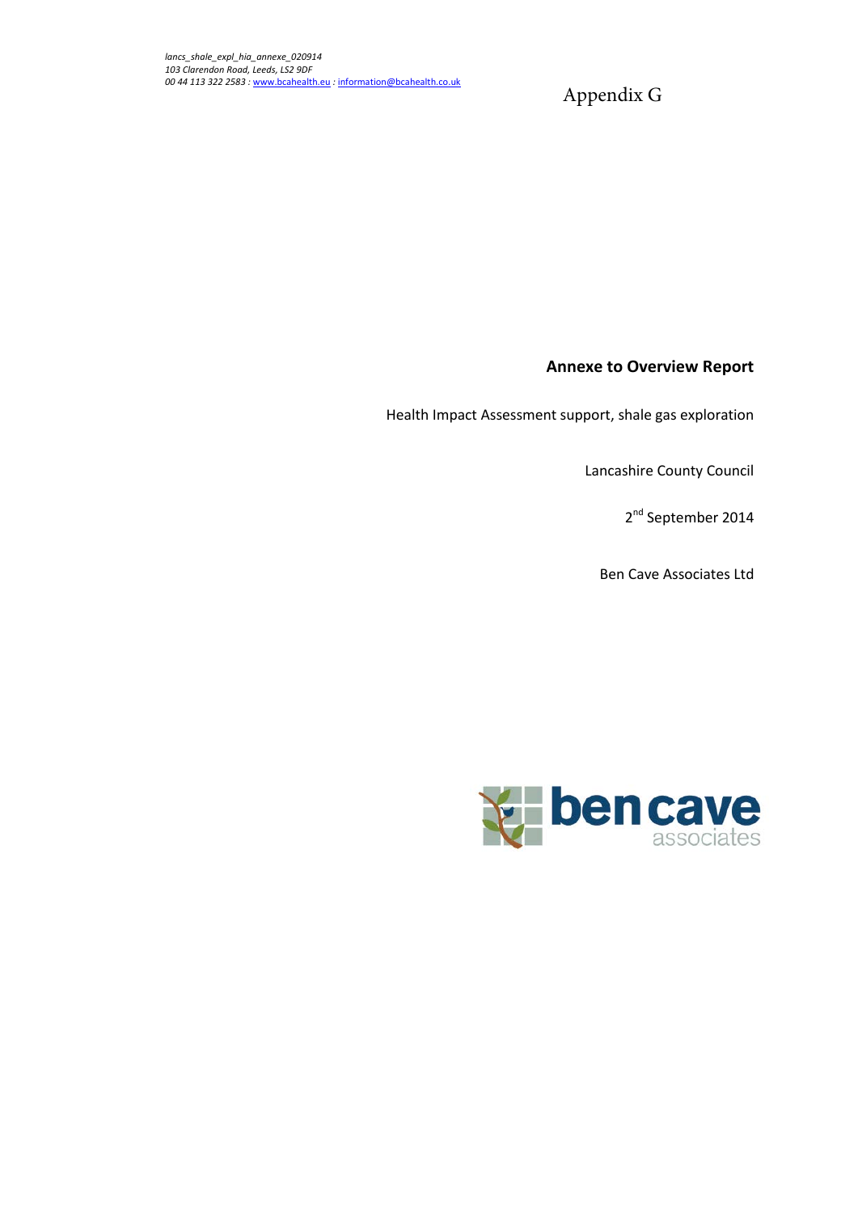*lancs_shale_expl_hia_annexe_020914*
*103 Clarendon Road, Leeds, LS2 9DF*
*00 44 113 322 2583 : www.bcahealth.eu : information@bcahealth.co.uk*

Appendix G

**Annexe to Overview Report**

Health Impact Assessment support, shale gas exploration

Lancashire County Council

2nd September 2014

Ben Cave Associates Ltd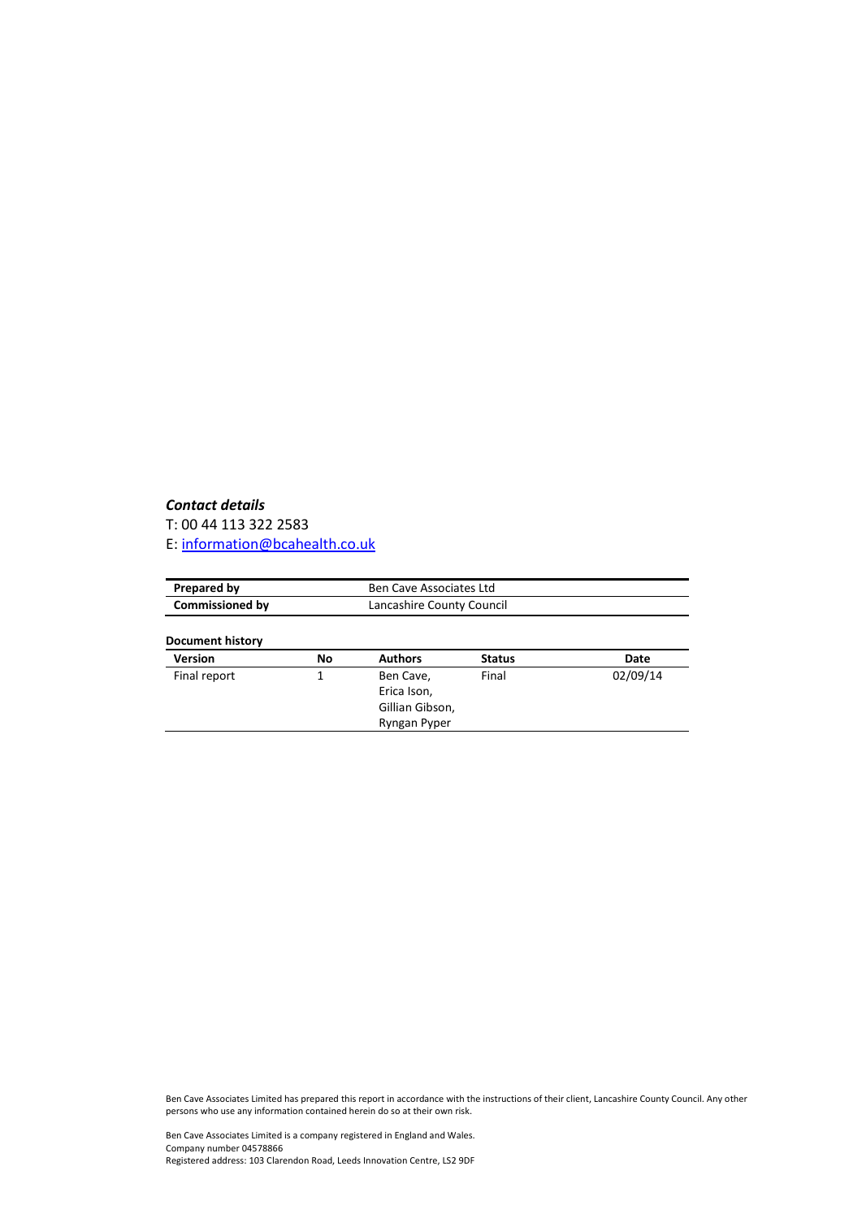***Contact details***

T: 00 44 113 322 2583

E: [information@bcahealth.co.uk](mailto:information@bcahealth.co.uk)

| **Prepared by** | Ben Cave Associates Ltd |
|---|---|
| **Commissioned by** | Lancashire County Council |

**Document history**

| **Version** | **No** | **Authors** | **Status** | **Date** |
|---|---|---|---|---|
| Final report | 1 | Ben Cave, Erica Ison, Gillian Gibson, Ryngan Pyper | Final | 02/09/14 |

Ben Cave Associates Limited has prepared this report in accordance with the instructions of their client, Lancashire County Council. Any other persons who use any information contained herein do so at their own risk.

Ben Cave Associates Limited is a company registered in England and Wales.
Company number 04578866
Registered address: 103 Clarendon Road, Leeds Innovation Centre, LS2 9DF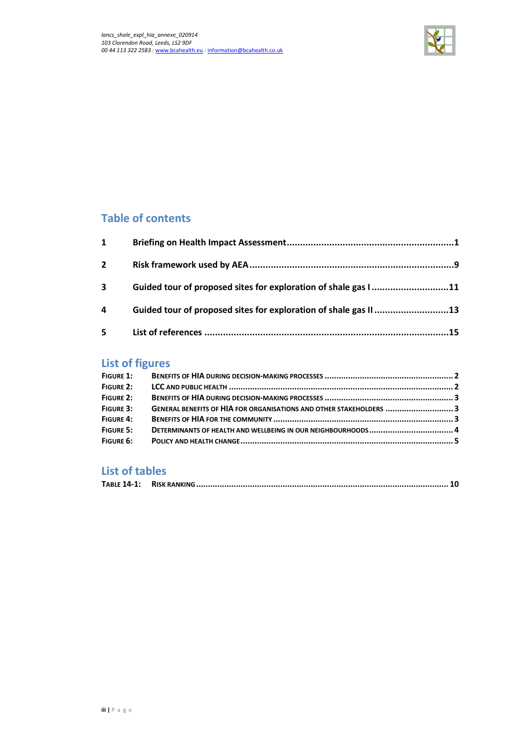## Table of contents

| | | |
|---|---|---|
| 1 | **Briefing on Health Impact Assessment** | 1 |
| 2 | **Risk framework used by AEA** | 9 |
| 3 | **Guided tour of proposed sites for exploration of shale gas I** | 11 |
| 4 | **Guided tour of proposed sites for exploration of shale gas II** | 13 |
| 5 | **List of references** | 15 |

## List of figures

| | | |
|---|---|---|
| FIGURE 1: | BENEFITS OF HIA DURING DECISION-MAKING PROCESSES | 2 |
| FIGURE 2: | LCC AND PUBLIC HEALTH | 2 |
| FIGURE 2: | BENEFITS OF HIA DURING DECISION-MAKING PROCESSES | 3 |
| FIGURE 3: | GENERAL BENEFITS OF HIA FOR ORGANISATIONS AND OTHER STAKEHOLDERS | 3 |
| FIGURE 4: | BENEFITS OF HIA FOR THE COMMUNITY | 3 |
| FIGURE 5: | DETERMINANTS OF HEALTH AND WELLBEING IN OUR NEIGHBOURHOODS | 4 |
| FIGURE 6: | POLICY AND HEALTH CHANGE | 5 |

## List of tables

| | | |
|---|---|---|
| TABLE 14-1: | RISK RANKING | 10 |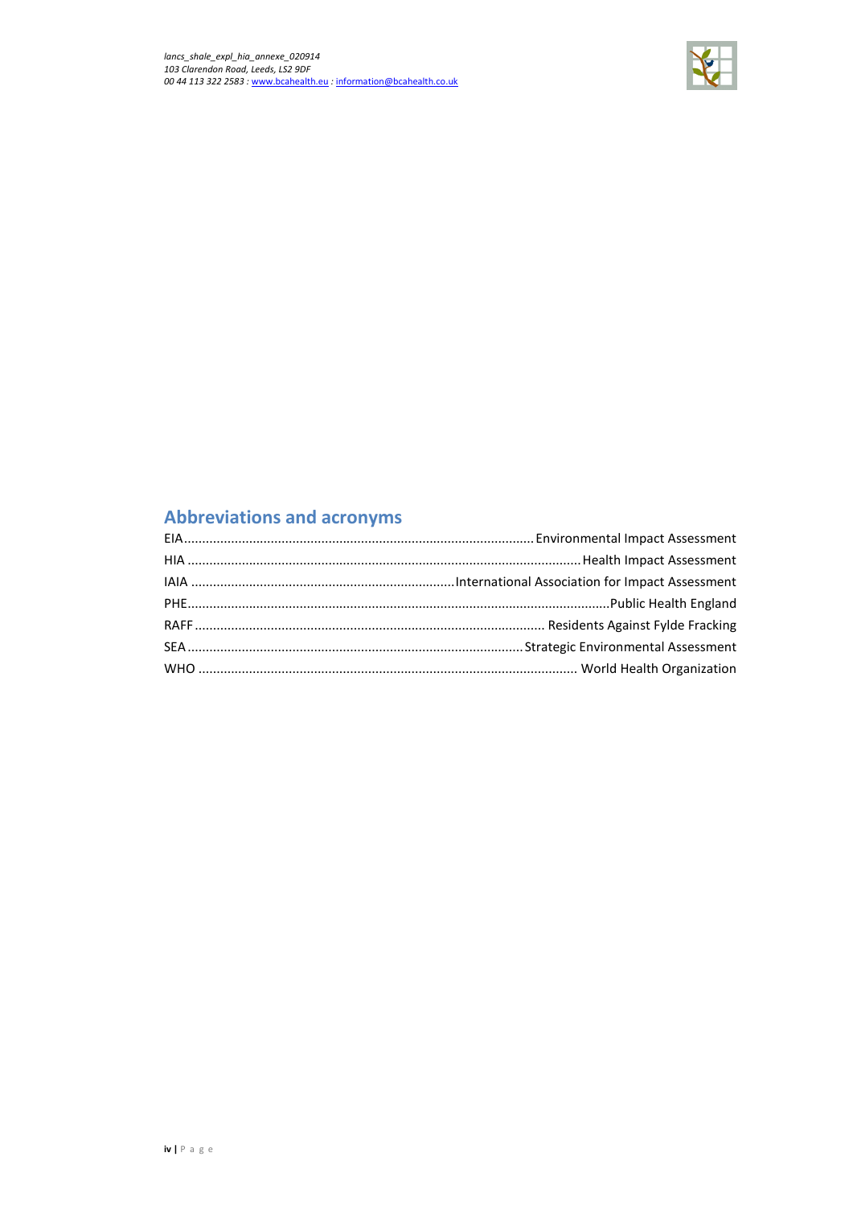## Abbreviations and acronyms

EIA.................................................................................................Environmental Impact Assessment
HIA ...........................................................................................................Health Impact Assessment
IAIA .........................................................................International Association for Impact Assessment
PHE....................................................................................................................Public Health England
RAFF ................................................................................................ Residents Against Fylde Fracking
SEA ............................................................................................Strategic Environmental Assessment
WHO ........................................................................................................ World Health Organization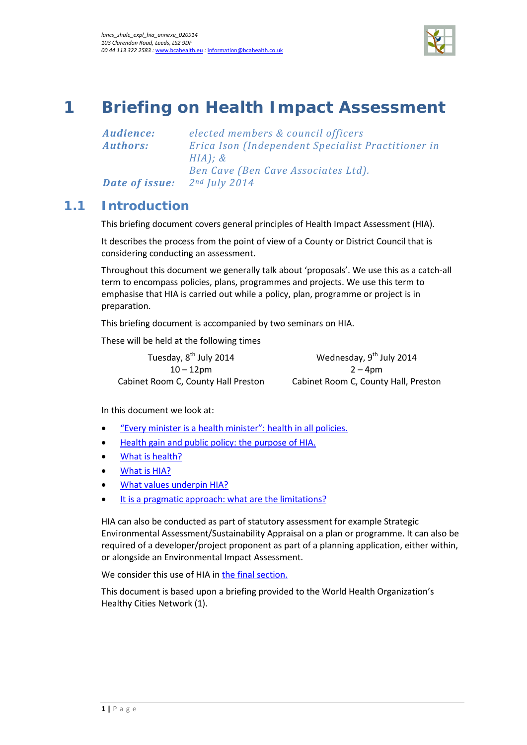# 1 Briefing on Health Impact Assessment

*Audience:* elected members & council officers

*Authors:* Erica Ison (Independent Specialist Practitioner in HIA); & Ben Cave (Ben Cave Associates Ltd).

*Date of issue:* 2nd July 2014

## 1.1 Introduction

This briefing document covers general principles of Health Impact Assessment (HIA).

It describes the process from the point of view of a County or District Council that is considering conducting an assessment.

Throughout this document we generally talk about 'proposals'. We use this as a catch-all term to encompass policies, plans, programmes and projects. We use this term to emphasise that HIA is carried out while a policy, plan, programme or project is in preparation.

This briefing document is accompanied by two seminars on HIA.

These will be held at the following times

| | |
|---|---|
| Tuesday, 8th July 2014 | Wednesday, 9th July 2014 |
| 10 – 12pm | 2 – 4pm |
| Cabinet Room C, County Hall Preston | Cabinet Room C, County Hall, Preston |

In this document we look at:

- "Every minister is a health minister": health in all policies.
- Health gain and public policy: the purpose of HIA.
- What is health?
- What is HIA?
- What values underpin HIA?
- It is a pragmatic approach: what are the limitations?

HIA can also be conducted as part of statutory assessment for example Strategic Environmental Assessment/Sustainability Appraisal on a plan or programme. It can also be required of a developer/project proponent as part of a planning application, either within, or alongside an Environmental Impact Assessment.

We consider this use of HIA in the final section.

This document is based upon a briefing provided to the World Health Organization's Healthy Cities Network (1).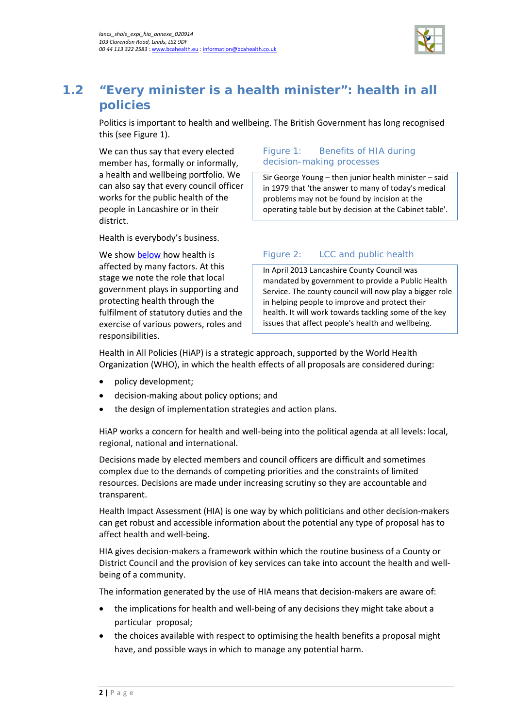## 1.2 "Every minister is a health minister": health in all policies

Politics is important to health and wellbeing. The British Government has long recognised this (see Figure 1).

We can thus say that every elected member has, formally or informally, a health and wellbeing portfolio. We can also say that every council officer works for the public health of the people in Lancashire or in their district.

Health is everybody's business.

We show below how health is affected by many factors. At this stage we note the role that local government plays in supporting and protecting health through the fulfilment of statutory duties and the exercise of various powers, roles and responsibilities.

Figure 1: Benefits of HIA during decision-making processes

> Sir George Young – then junior health minister – said in 1979 that 'the answer to many of today's medical problems may not be found by incision at the operating table but by decision at the Cabinet table'.

Figure 2: LCC and public health

> In April 2013 Lancashire County Council was mandated by government to provide a Public Health Service. The county council will now play a bigger role in helping people to improve and protect their health. It will work towards tackling some of the key issues that affect people's health and wellbeing.

Health in All Policies (HiAP) is a strategic approach, supported by the World Health Organization (WHO), in which the health effects of all proposals are considered during:

- policy development;
- decision-making about policy options; and
- the design of implementation strategies and action plans.

HiAP works a concern for health and well-being into the political agenda at all levels: local, regional, national and international.

Decisions made by elected members and council officers are difficult and sometimes complex due to the demands of competing priorities and the constraints of limited resources. Decisions are made under increasing scrutiny so they are accountable and transparent.

Health Impact Assessment (HIA) is one way by which politicians and other decision-makers can get robust and accessible information about the potential any type of proposal has to affect health and well-being.

HIA gives decision-makers a framework within which the routine business of a County or District Council and the provision of key services can take into account the health and well-being of a community.

The information generated by the use of HIA means that decision-makers are aware of:

- the implications for health and well-being of any decisions they might take about a particular proposal;
- the choices available with respect to optimising the health benefits a proposal might have, and possible ways in which to manage any potential harm.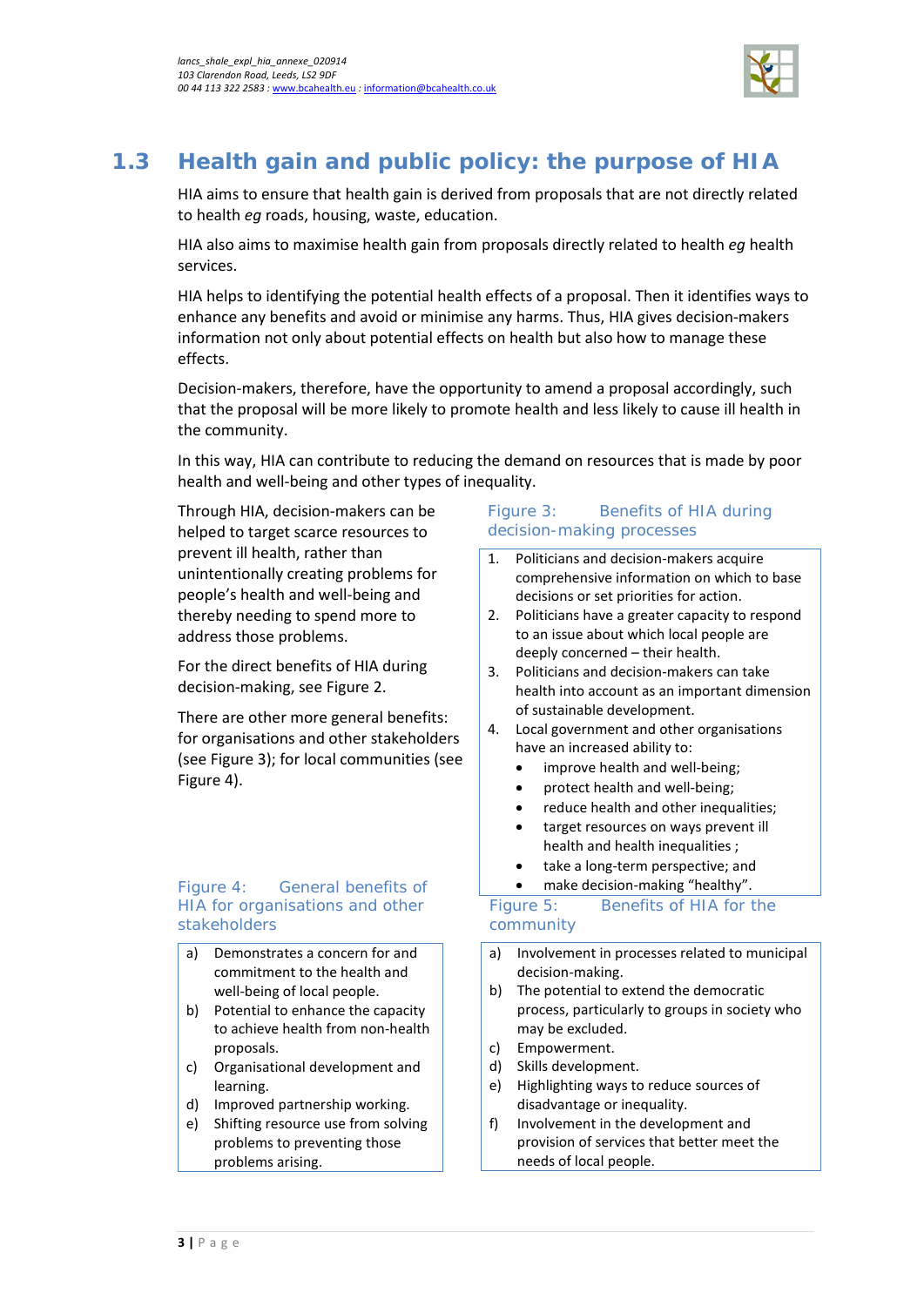## 1.3 Health gain and public policy: the purpose of HIA

HIA aims to ensure that health gain is derived from proposals that are not directly related to health *eg* roads, housing, waste, education.

HIA also aims to maximise health gain from proposals directly related to health *eg* health services.

HIA helps to identifying the potential health effects of a proposal. Then it identifies ways to enhance any benefits and avoid or minimise any harms. Thus, HIA gives decision-makers information not only about potential effects on health but also how to manage these effects.

Decision-makers, therefore, have the opportunity to amend a proposal accordingly, such that the proposal will be more likely to promote health and less likely to cause ill health in the community.

In this way, HIA can contribute to reducing the demand on resources that is made by poor health and well-being and other types of inequality.

Through HIA, decision-makers can be helped to target scarce resources to prevent ill health, rather than unintentionally creating problems for people's health and well-being and thereby needing to spend more to address those problems.

For the direct benefits of HIA during decision-making, see Figure 2.

There are other more general benefits: for organisations and other stakeholders (see Figure 3); for local communities (see Figure 4).

Figure 3: Benefits of HIA during decision-making processes

1. Politicians and decision-makers acquire comprehensive information on which to base decisions or set priorities for action.
2. Politicians have a greater capacity to respond to an issue about which local people are deeply concerned – their health.
3. Politicians and decision-makers can take health into account as an important dimension of sustainable development.
4. Local government and other organisations have an increased ability to:
    - improve health and well-being;
    - protect health and well-being;
    - reduce health and other inequalities;
    - target resources on ways prevent ill health and health inequalities ;
    - take a long-term perspective; and
    - make decision-making "healthy".

Figure 4: General benefits of HIA for organisations and other stakeholders

a) Demonstrates a concern for and commitment to the health and well-being of local people.
b) Potential to enhance the capacity to achieve health from non-health proposals.
c) Organisational development and learning.
d) Improved partnership working.
e) Shifting resource use from solving problems to preventing those problems arising.

Figure 5: Benefits of HIA for the community

a) Involvement in processes related to municipal decision-making.
b) The potential to extend the democratic process, particularly to groups in society who may be excluded.
c) Empowerment.
d) Skills development.
e) Highlighting ways to reduce sources of disadvantage or inequality.
f) Involvement in the development and provision of services that better meet the needs of local people.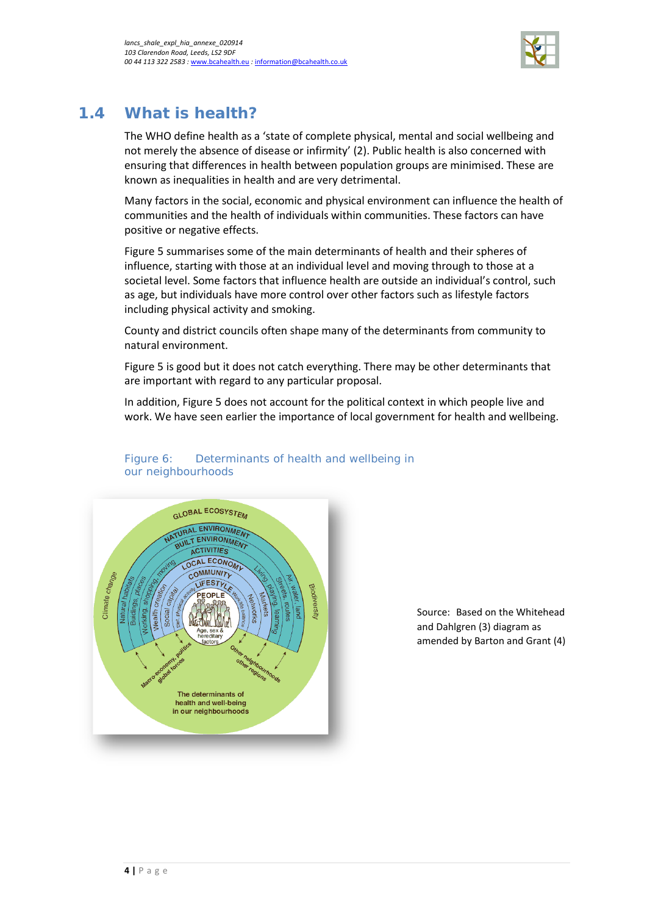## 1.4 What is health?

The WHO define health as a 'state of complete physical, mental and social wellbeing and not merely the absence of disease or infirmity' (2). Public health is also concerned with ensuring that differences in health between population groups are minimised. These are known as inequalities in health and are very detrimental.

Many factors in the social, economic and physical environment can influence the health of communities and the health of individuals within communities. These factors can have positive or negative effects.

Figure 5 summarises some of the main determinants of health and their spheres of influence, starting with those at an individual level and moving through to those at a societal level. Some factors that influence health are outside an individual's control, such as age, but individuals have more control over other factors such as lifestyle factors including physical activity and smoking.

County and district councils often shape many of the determinants from community to natural environment.

Figure 5 is good but it does not catch everything. There may be other determinants that are important with regard to any particular proposal.

In addition, Figure 5 does not account for the political context in which people live and work. We have seen earlier the importance of local government for health and wellbeing.

Figure 6: Determinants of health and wellbeing in our neighbourhoods

Source: Based on the Whitehead and Dahlgren (3) diagram as amended by Barton and Grant (4)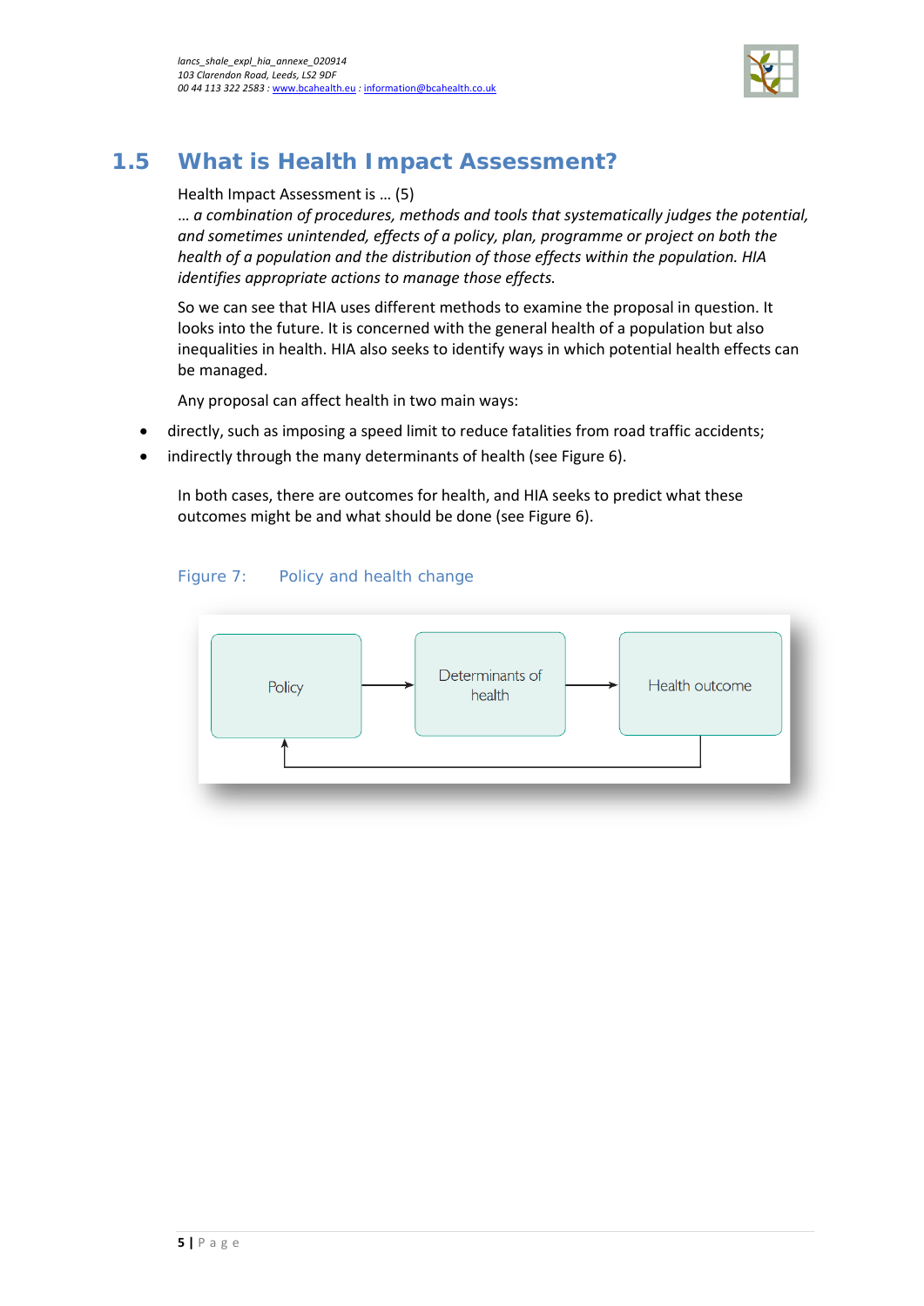## 1.5 What is Health Impact Assessment?

Health Impact Assessment is … (5)

… *a combination of procedures, methods and tools that systematically judges the potential, and sometimes unintended, effects of a policy, plan, programme or project on both the health of a population and the distribution of those effects within the population. HIA identifies appropriate actions to manage those effects.*

So we can see that HIA uses different methods to examine the proposal in question. It looks into the future. It is concerned with the general health of a population but also inequalities in health. HIA also seeks to identify ways in which potential health effects can be managed.

Any proposal can affect health in two main ways:

- directly, such as imposing a speed limit to reduce fatalities from road traffic accidents;
- indirectly through the many determinants of health (see Figure 6).

In both cases, there are outcomes for health, and HIA seeks to predict what these outcomes might be and what should be done (see Figure 6).

Figure 7: Policy and health change

Policy → Determinants of health → Health outcome → (back to) Policy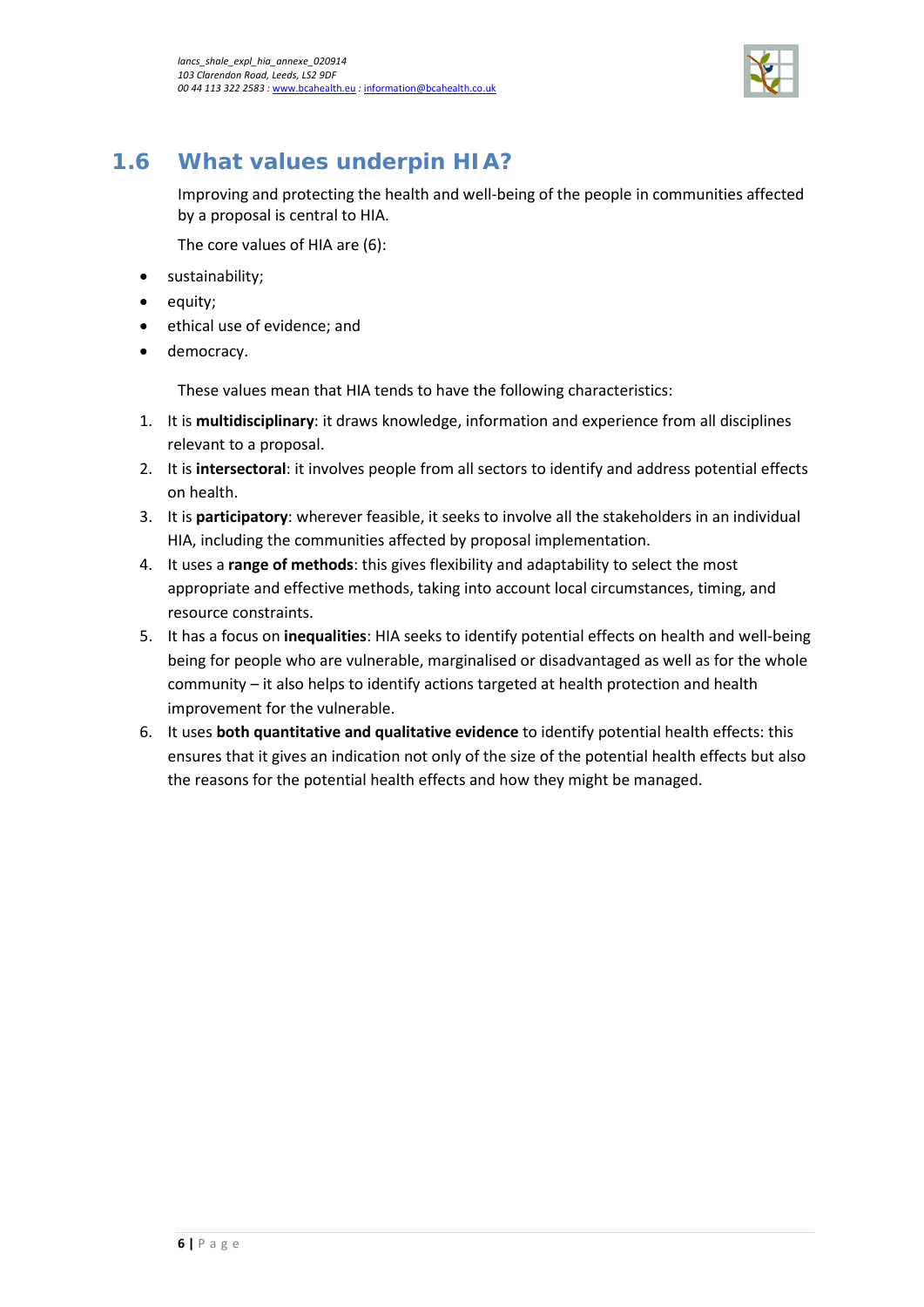## 1.6 What values underpin HIA?

Improving and protecting the health and well-being of the people in communities affected by a proposal is central to HIA.

The core values of HIA are (6):

- sustainability;
- equity;
- ethical use of evidence; and
- democracy.

These values mean that HIA tends to have the following characteristics:

1. It is **multidisciplinary**: it draws knowledge, information and experience from all disciplines relevant to a proposal.
2. It is **intersectoral**: it involves people from all sectors to identify and address potential effects on health.
3. It is **participatory**: wherever feasible, it seeks to involve all the stakeholders in an individual HIA, including the communities affected by proposal implementation.
4. It uses a **range of methods**: this gives flexibility and adaptability to select the most appropriate and effective methods, taking into account local circumstances, timing, and resource constraints.
5. It has a focus on **inequalities**: HIA seeks to identify potential effects on health and well-being being for people who are vulnerable, marginalised or disadvantaged as well as for the whole community – it also helps to identify actions targeted at health protection and health improvement for the vulnerable.
6. It uses **both quantitative and qualitative evidence** to identify potential health effects: this ensures that it gives an indication not only of the size of the potential health effects but also the reasons for the potential health effects and how they might be managed.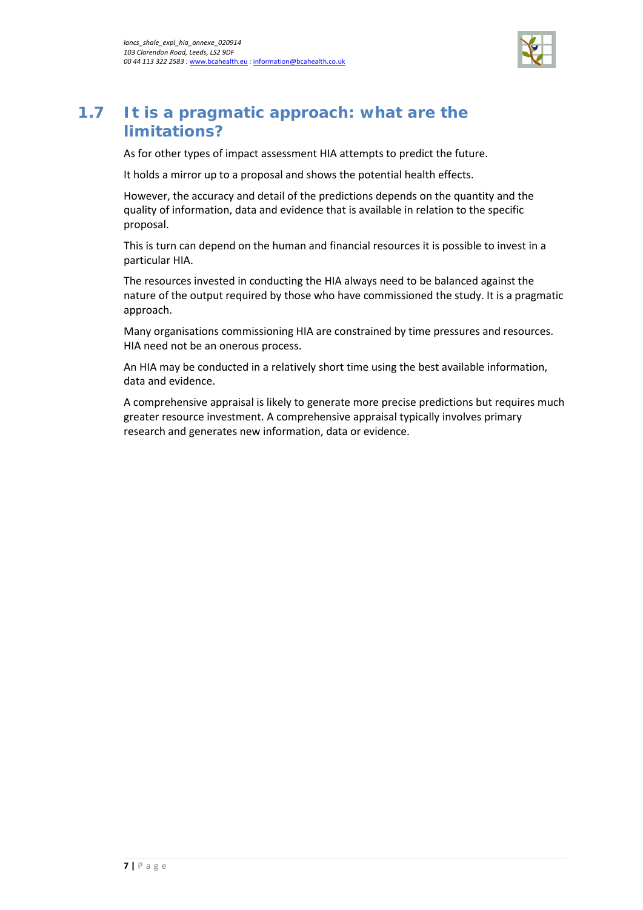## 1.7 It is a pragmatic approach: what are the limitations?

As for other types of impact assessment HIA attempts to predict the future.

It holds a mirror up to a proposal and shows the potential health effects.

However, the accuracy and detail of the predictions depends on the quantity and the quality of information, data and evidence that is available in relation to the specific proposal.

This is turn can depend on the human and financial resources it is possible to invest in a particular HIA.

The resources invested in conducting the HIA always need to be balanced against the nature of the output required by those who have commissioned the study. It is a pragmatic approach.

Many organisations commissioning HIA are constrained by time pressures and resources. HIA need not be an onerous process.

An HIA may be conducted in a relatively short time using the best available information, data and evidence.

A comprehensive appraisal is likely to generate more precise predictions but requires much greater resource investment. A comprehensive appraisal typically involves primary research and generates new information, data or evidence.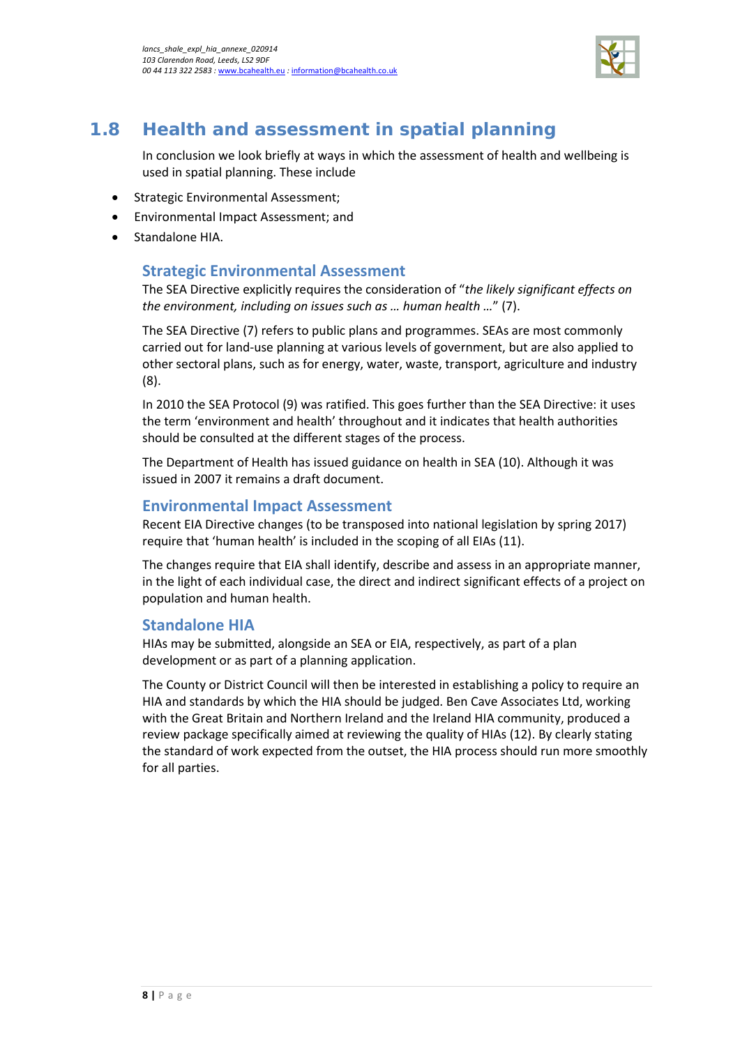## 1.8 Health and assessment in spatial planning

In conclusion we look briefly at ways in which the assessment of health and wellbeing is used in spatial planning. These include

- Strategic Environmental Assessment;
- Environmental Impact Assessment; and
- Standalone HIA.

### Strategic Environmental Assessment

The SEA Directive explicitly requires the consideration of "*the likely significant effects on the environment, including on issues such as … human health …*" (7).

The SEA Directive (7) refers to public plans and programmes. SEAs are most commonly carried out for land-use planning at various levels of government, but are also applied to other sectoral plans, such as for energy, water, waste, transport, agriculture and industry (8).

In 2010 the SEA Protocol (9) was ratified. This goes further than the SEA Directive: it uses the term 'environment and health' throughout and it indicates that health authorities should be consulted at the different stages of the process.

The Department of Health has issued guidance on health in SEA (10). Although it was issued in 2007 it remains a draft document.

### Environmental Impact Assessment

Recent EIA Directive changes (to be transposed into national legislation by spring 2017) require that 'human health' is included in the scoping of all EIAs (11).

The changes require that EIA shall identify, describe and assess in an appropriate manner, in the light of each individual case, the direct and indirect significant effects of a project on population and human health.

### Standalone HIA

HIAs may be submitted, alongside an SEA or EIA, respectively, as part of a plan development or as part of a planning application.

The County or District Council will then be interested in establishing a policy to require an HIA and standards by which the HIA should be judged. Ben Cave Associates Ltd, working with the Great Britain and Northern Ireland and the Ireland HIA community, produced a review package specifically aimed at reviewing the quality of HIAs (12). By clearly stating the standard of work expected from the outset, the HIA process should run more smoothly for all parties.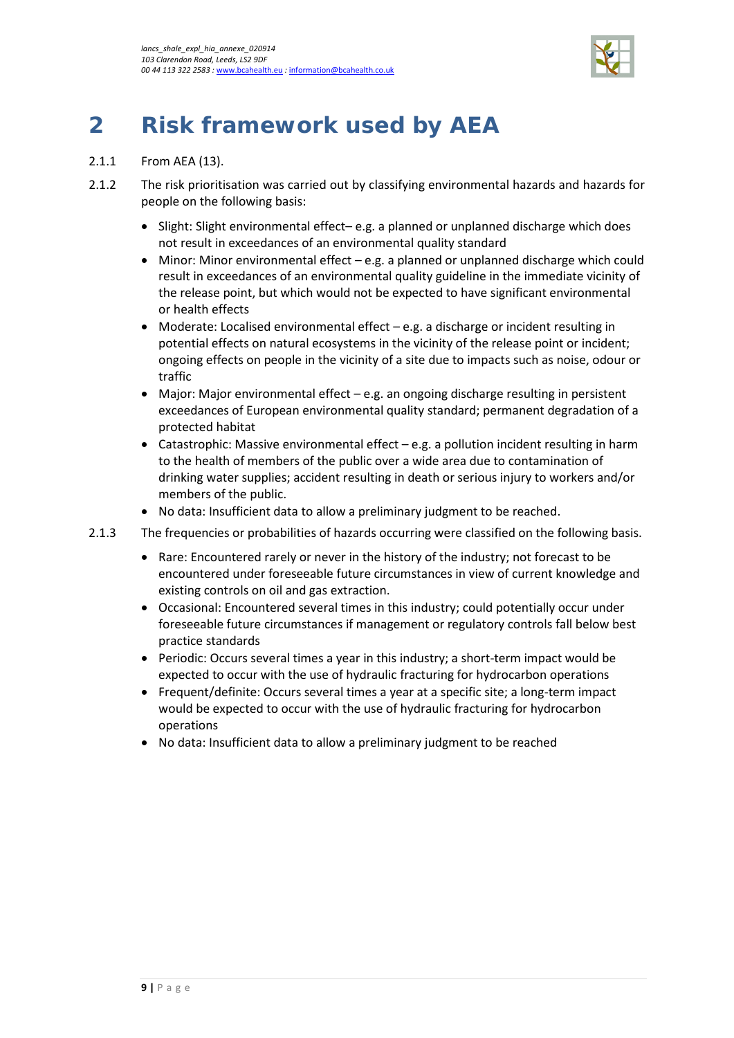# 2 Risk framework used by AEA

2.1.1 From AEA (13).

2.1.2 The risk prioritisation was carried out by classifying environmental hazards and hazards for people on the following basis:

- Slight: Slight environmental effect– e.g. a planned or unplanned discharge which does not result in exceedances of an environmental quality standard
- Minor: Minor environmental effect – e.g. a planned or unplanned discharge which could result in exceedances of an environmental quality guideline in the immediate vicinity of the release point, but which would not be expected to have significant environmental or health effects
- Moderate: Localised environmental effect – e.g. a discharge or incident resulting in potential effects on natural ecosystems in the vicinity of the release point or incident; ongoing effects on people in the vicinity of a site due to impacts such as noise, odour or traffic
- Major: Major environmental effect – e.g. an ongoing discharge resulting in persistent exceedances of European environmental quality standard; permanent degradation of a protected habitat
- Catastrophic: Massive environmental effect – e.g. a pollution incident resulting in harm to the health of members of the public over a wide area due to contamination of drinking water supplies; accident resulting in death or serious injury to workers and/or members of the public.
- No data: Insufficient data to allow a preliminary judgment to be reached.

2.1.3 The frequencies or probabilities of hazards occurring were classified on the following basis.

- Rare: Encountered rarely or never in the history of the industry; not forecast to be encountered under foreseeable future circumstances in view of current knowledge and existing controls on oil and gas extraction.
- Occasional: Encountered several times in this industry; could potentially occur under foreseeable future circumstances if management or regulatory controls fall below best practice standards
- Periodic: Occurs several times a year in this industry; a short-term impact would be expected to occur with the use of hydraulic fracturing for hydrocarbon operations
- Frequent/definite: Occurs several times a year at a specific site; a long-term impact would be expected to occur with the use of hydraulic fracturing for hydrocarbon operations
- No data: Insufficient data to allow a preliminary judgment to be reached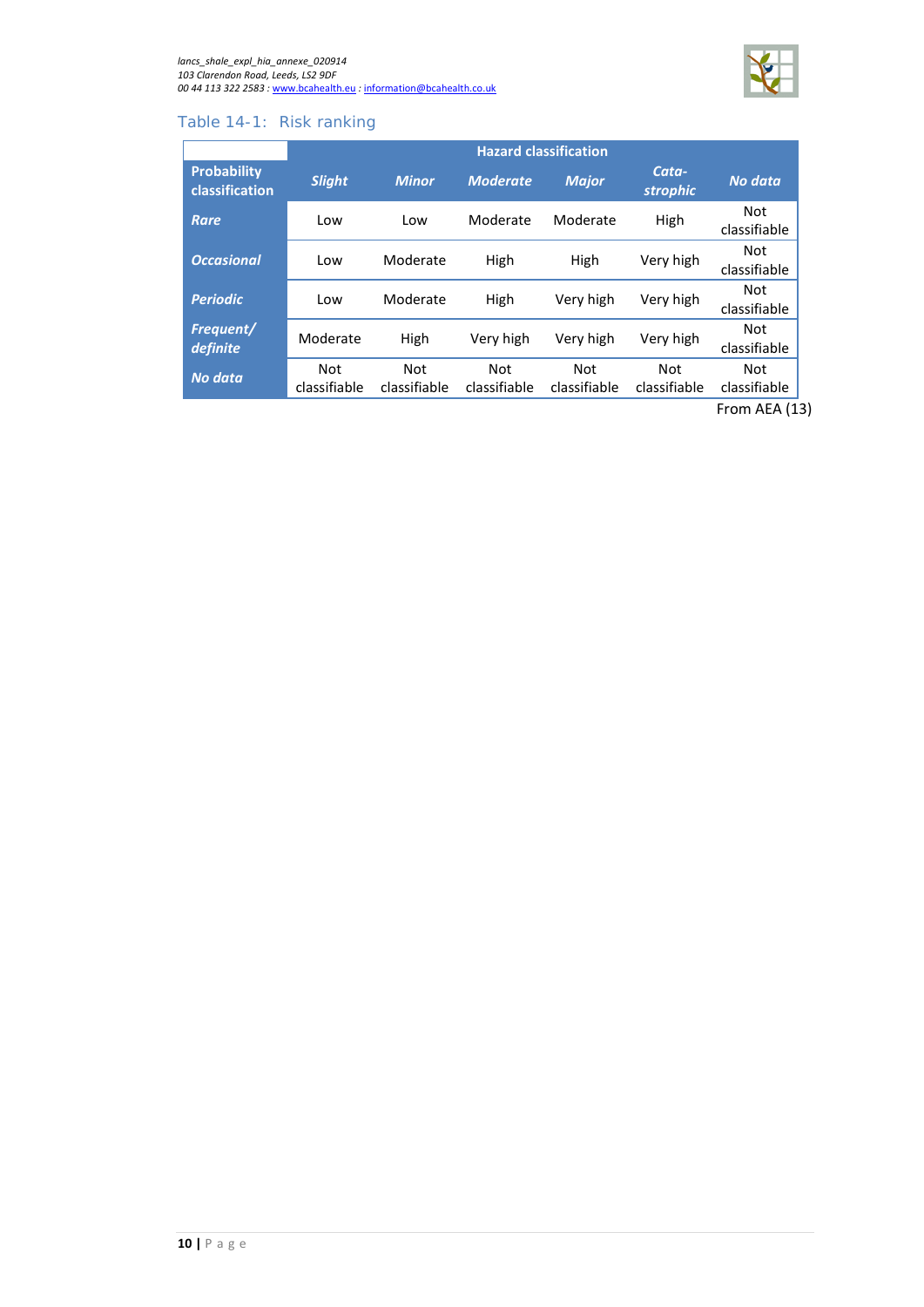Table 14-1: Risk ranking

| Probability classification | Hazard classification | | | | | |
|---|---|---|---|---|---|---|
| | *Slight* | *Minor* | *Moderate* | *Major* | *Cata-strophic* | *No data* |
| ***Rare*** | Low | Low | Moderate | Moderate | High | Not classifiable |
| ***Occasional*** | Low | Moderate | High | High | Very high | Not classifiable |
| ***Periodic*** | Low | Moderate | High | Very high | Very high | Not classifiable |
| ***Frequent/ definite*** | Moderate | High | Very high | Very high | Very high | Not classifiable |
| ***No data*** | Not classifiable | Not classifiable | Not classifiable | Not classifiable | Not classifiable | Not classifiable |

From AEA (13)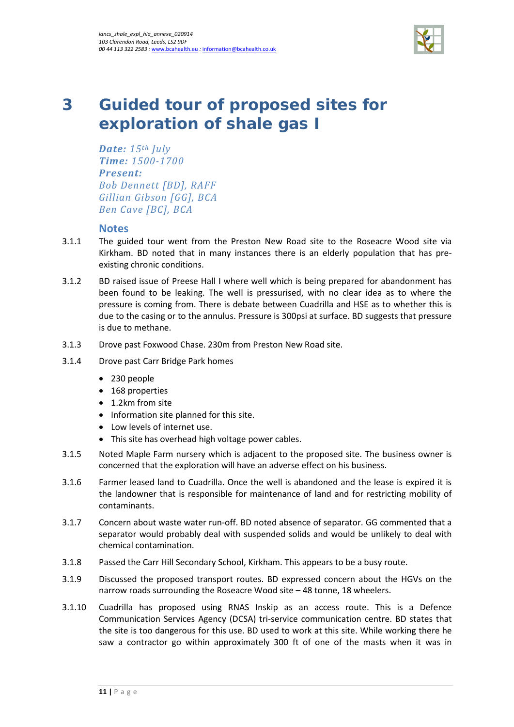# 3 Guided tour of proposed sites for exploration of shale gas I

***Date:*** *15th July*
***Time:*** *1500-1700*
***Present:***
*Bob Dennett [BD], RAFF*
*Gillian Gibson [GG], BCA*
*Ben Cave [BC], BCA*

## Notes

3.1.1 The guided tour went from the Preston New Road site to the Roseacre Wood site via Kirkham. BD noted that in many instances there is an elderly population that has pre-existing chronic conditions.

3.1.2 BD raised issue of Preese Hall I where well which is being prepared for abandonment has been found to be leaking. The well is pressurised, with no clear idea as to where the pressure is coming from. There is debate between Cuadrilla and HSE as to whether this is due to the casing or to the annulus. Pressure is 300psi at surface. BD suggests that pressure is due to methane.

3.1.3 Drove past Foxwood Chase. 230m from Preston New Road site.

3.1.4 Drove past Carr Bridge Park homes

- 230 people
- 168 properties
- 1.2km from site
- Information site planned for this site.
- Low levels of internet use.
- This site has overhead high voltage power cables.

3.1.5 Noted Maple Farm nursery which is adjacent to the proposed site. The business owner is concerned that the exploration will have an adverse effect on his business.

3.1.6 Farmer leased land to Cuadrilla. Once the well is abandoned and the lease is expired it is the landowner that is responsible for maintenance of land and for restricting mobility of contaminants.

3.1.7 Concern about waste water run-off. BD noted absence of separator. GG commented that a separator would probably deal with suspended solids and would be unlikely to deal with chemical contamination.

3.1.8 Passed the Carr Hill Secondary School, Kirkham. This appears to be a busy route.

3.1.9 Discussed the proposed transport routes. BD expressed concern about the HGVs on the narrow roads surrounding the Roseacre Wood site – 48 tonne, 18 wheelers.

3.1.10 Cuadrilla has proposed using RNAS Inskip as an access route. This is a Defence Communication Services Agency (DCSA) tri-service communication centre. BD states that the site is too dangerous for this use. BD used to work at this site. While working there he saw a contractor go within approximately 300 ft of one of the masts when it was in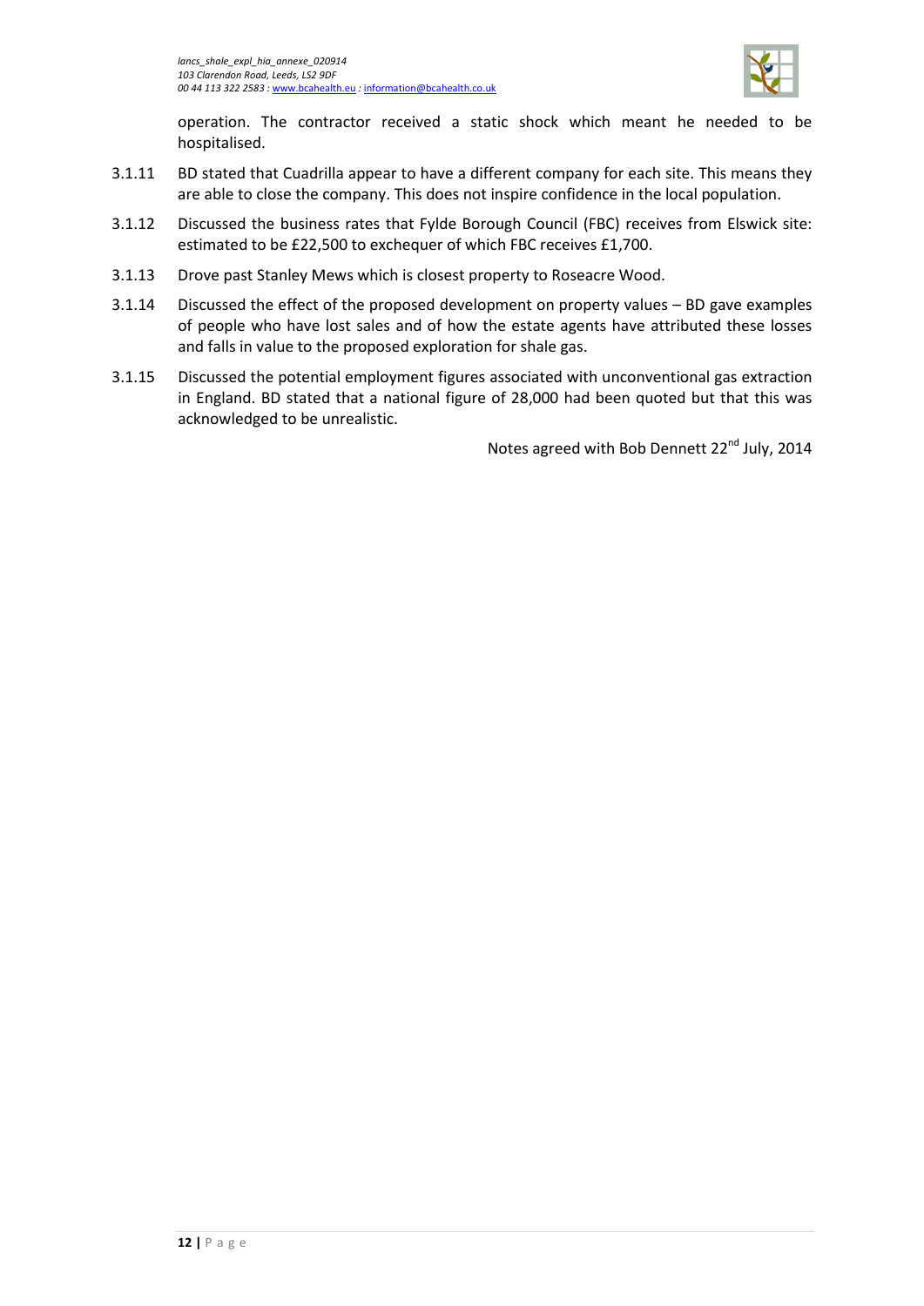operation. The contractor received a static shock which meant he needed to be hospitalised.

3.1.11 BD stated that Cuadrilla appear to have a different company for each site. This means they are able to close the company. This does not inspire confidence in the local population.

3.1.12 Discussed the business rates that Fylde Borough Council (FBC) receives from Elswick site: estimated to be £22,500 to exchequer of which FBC receives £1,700.

3.1.13 Drove past Stanley Mews which is closest property to Roseacre Wood.

3.1.14 Discussed the effect of the proposed development on property values – BD gave examples of people who have lost sales and of how the estate agents have attributed these losses and falls in value to the proposed exploration for shale gas.

3.1.15 Discussed the potential employment figures associated with unconventional gas extraction in England. BD stated that a national figure of 28,000 had been quoted but that this was acknowledged to be unrealistic.

Notes agreed with Bob Dennett 22nd July, 2014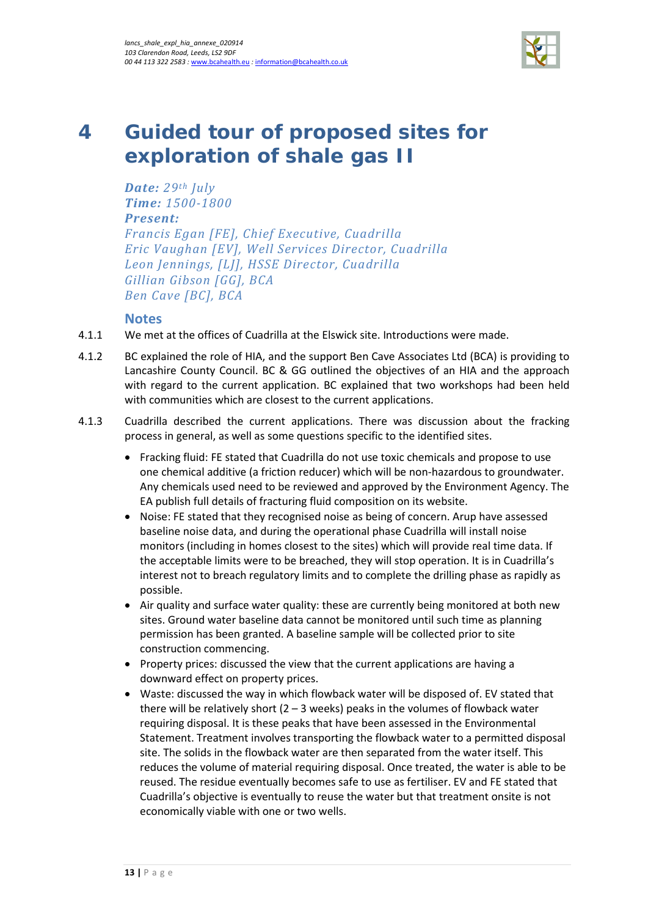# 4 Guided tour of proposed sites for exploration of shale gas II

***Date:*** *29th July*
***Time:*** *1500-1800*
***Present:***
*Francis Egan [FE], Chief Executive, Cuadrilla*
*Eric Vaughan [EV], Well Services Director, Cuadrilla*
*Leon Jennings, [LJ], HSSE Director, Cuadrilla*
*Gillian Gibson [GG], BCA*
*Ben Cave [BC], BCA*

## Notes

4.1.1 We met at the offices of Cuadrilla at the Elswick site. Introductions were made.

4.1.2 BC explained the role of HIA, and the support Ben Cave Associates Ltd (BCA) is providing to Lancashire County Council. BC & GG outlined the objectives of an HIA and the approach with regard to the current application. BC explained that two workshops had been held with communities which are closest to the current applications.

4.1.3 Cuadrilla described the current applications. There was discussion about the fracking process in general, as well as some questions specific to the identified sites.

- Fracking fluid: FE stated that Cuadrilla do not use toxic chemicals and propose to use one chemical additive (a friction reducer) which will be non-hazardous to groundwater. Any chemicals used need to be reviewed and approved by the Environment Agency. The EA publish full details of fracturing fluid composition on its website.
- Noise: FE stated that they recognised noise as being of concern. Arup have assessed baseline noise data, and during the operational phase Cuadrilla will install noise monitors (including in homes closest to the sites) which will provide real time data. If the acceptable limits were to be breached, they will stop operation. It is in Cuadrilla's interest not to breach regulatory limits and to complete the drilling phase as rapidly as possible.
- Air quality and surface water quality: these are currently being monitored at both new sites. Ground water baseline data cannot be monitored until such time as planning permission has been granted. A baseline sample will be collected prior to site construction commencing.
- Property prices: discussed the view that the current applications are having a downward effect on property prices.
- Waste: discussed the way in which flowback water will be disposed of. EV stated that there will be relatively short (2 – 3 weeks) peaks in the volumes of flowback water requiring disposal. It is these peaks that have been assessed in the Environmental Statement. Treatment involves transporting the flowback water to a permitted disposal site. The solids in the flowback water are then separated from the water itself. This reduces the volume of material requiring disposal. Once treated, the water is able to be reused. The residue eventually becomes safe to use as fertiliser. EV and FE stated that Cuadrilla's objective is eventually to reuse the water but that treatment onsite is not economically viable with one or two wells.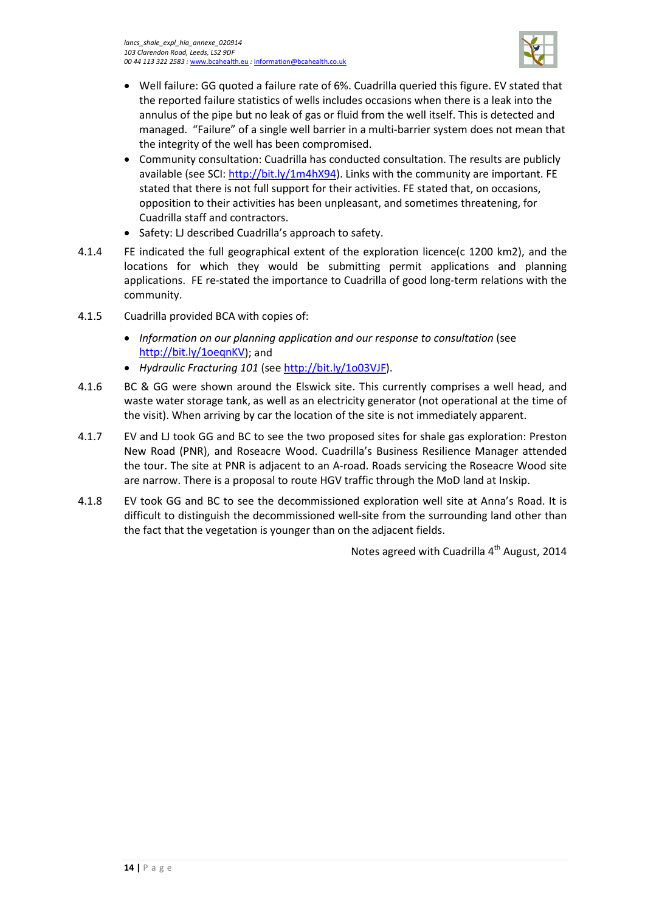- Well failure: GG quoted a failure rate of 6%. Cuadrilla queried this figure. EV stated that the reported failure statistics of wells includes occasions when there is a leak into the annulus of the pipe but no leak of gas or fluid from the well itself. This is detected and managed. "Failure" of a single well barrier in a multi-barrier system does not mean that the integrity of the well has been compromised.
- Community consultation: Cuadrilla has conducted consultation. The results are publicly available (see SCI: http://bit.ly/1m4hX94). Links with the community are important. FE stated that there is not full support for their activities. FE stated that, on occasions, opposition to their activities has been unpleasant, and sometimes threatening, for Cuadrilla staff and contractors.
- Safety: LJ described Cuadrilla's approach to safety.

4.1.4 FE indicated the full geographical extent of the exploration licence(c 1200 km2), and the locations for which they would be submitting permit applications and planning applications. FE re-stated the importance to Cuadrilla of good long-term relations with the community.

4.1.5 Cuadrilla provided BCA with copies of:

- *Information on our planning application and our response to consultation* (see http://bit.ly/1oeqnKV); and
- *Hydraulic Fracturing 101* (see http://bit.ly/1o03VJF).

4.1.6 BC & GG were shown around the Elswick site. This currently comprises a well head, and waste water storage tank, as well as an electricity generator (not operational at the time of the visit). When arriving by car the location of the site is not immediately apparent.

4.1.7 EV and LJ took GG and BC to see the two proposed sites for shale gas exploration: Preston New Road (PNR), and Roseacre Wood. Cuadrilla's Business Resilience Manager attended the tour. The site at PNR is adjacent to an A-road. Roads servicing the Roseacre Wood site are narrow. There is a proposal to route HGV traffic through the MoD land at Inskip.

4.1.8 EV took GG and BC to see the decommissioned exploration well site at Anna's Road. It is difficult to distinguish the decommissioned well-site from the surrounding land other than the fact that the vegetation is younger than on the adjacent fields.

Notes agreed with Cuadrilla 4th August, 2014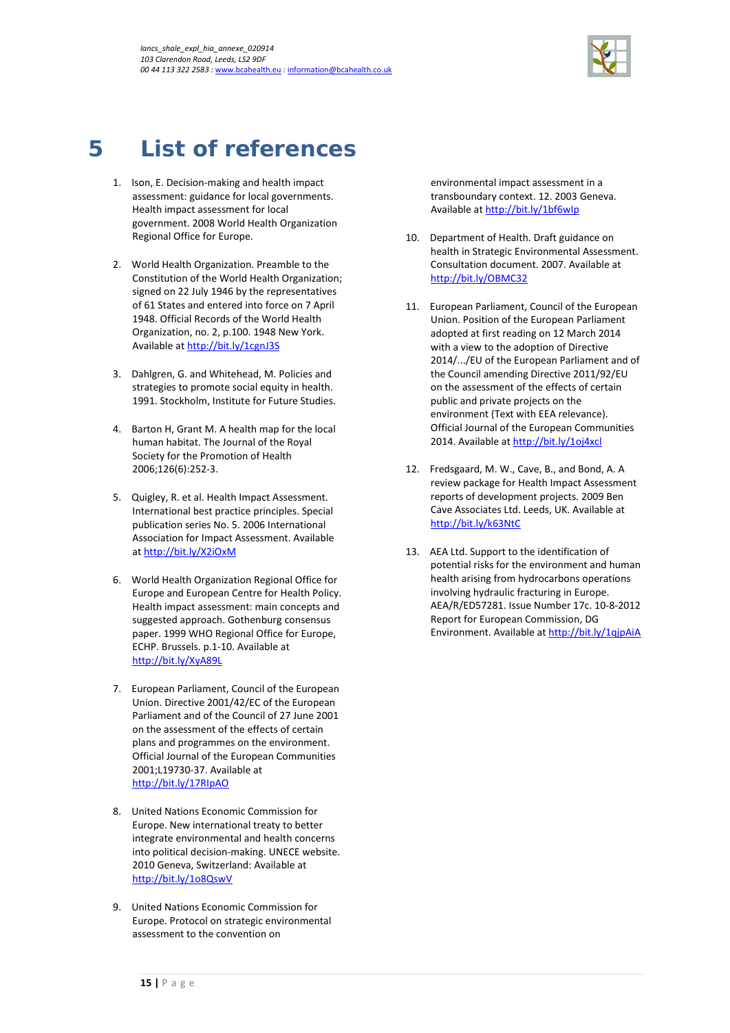# 5 List of references

1. Ison, E. Decision-making and health impact assessment: guidance for local governments. Health impact assessment for local government. 2008 World Health Organization Regional Office for Europe.

2. World Health Organization. Preamble to the Constitution of the World Health Organization; signed on 22 July 1946 by the representatives of 61 States and entered into force on 7 April 1948. Official Records of the World Health Organization, no. 2, p.100. 1948 New York. Available at http://bit.ly/1cgnJ3S

3. Dahlgren, G. and Whitehead, M. Policies and strategies to promote social equity in health. 1991. Stockholm, Institute for Future Studies.

4. Barton H, Grant M. A health map for the local human habitat. The Journal of the Royal Society for the Promotion of Health 2006;126(6):252-3.

5. Quigley, R. et al. Health Impact Assessment. International best practice principles. Special publication series No. 5. 2006 International Association for Impact Assessment. Available at http://bit.ly/X2iOxM

6. World Health Organization Regional Office for Europe and European Centre for Health Policy. Health impact assessment: main concepts and suggested approach. Gothenburg consensus paper. 1999 WHO Regional Office for Europe, ECHP. Brussels. p.1-10. Available at http://bit.ly/XyA89L

7. European Parliament, Council of the European Union. Directive 2001/42/EC of the European Parliament and of the Council of 27 June 2001 on the assessment of the effects of certain plans and programmes on the environment. Official Journal of the European Communities 2001;L19730-37. Available at http://bit.ly/17RIpAO

8. United Nations Economic Commission for Europe. New international treaty to better integrate environmental and health concerns into political decision-making. UNECE website. 2010 Geneva, Switzerland: Available at http://bit.ly/1o8QswV

9. United Nations Economic Commission for Europe. Protocol on strategic environmental assessment to the convention on environmental impact assessment in a transboundary context. 12. 2003 Geneva. Available at http://bit.ly/1bf6wIp

10. Department of Health. Draft guidance on health in Strategic Environmental Assessment. Consultation document. 2007. Available at http://bit.ly/OBMC32

11. European Parliament, Council of the European Union. Position of the European Parliament adopted at first reading on 12 March 2014 with a view to the adoption of Directive 2014/.../EU of the European Parliament and of the Council amending Directive 2011/92/EU on the assessment of the effects of certain public and private projects on the environment (Text with EEA relevance). Official Journal of the European Communities 2014. Available at http://bit.ly/1oj4xcl

12. Fredsgaard, M. W., Cave, B., and Bond, A. A review package for Health Impact Assessment reports of development projects. 2009 Ben Cave Associates Ltd. Leeds, UK. Available at http://bit.ly/k63NtC

13. AEA Ltd. Support to the identification of potential risks for the environment and human health arising from hydrocarbons operations involving hydraulic fracturing in Europe. AEA/R/ED57281. Issue Number 17c. 10-8-2012 Report for European Commission, DG Environment. Available at http://bit.ly/1qjpAiA